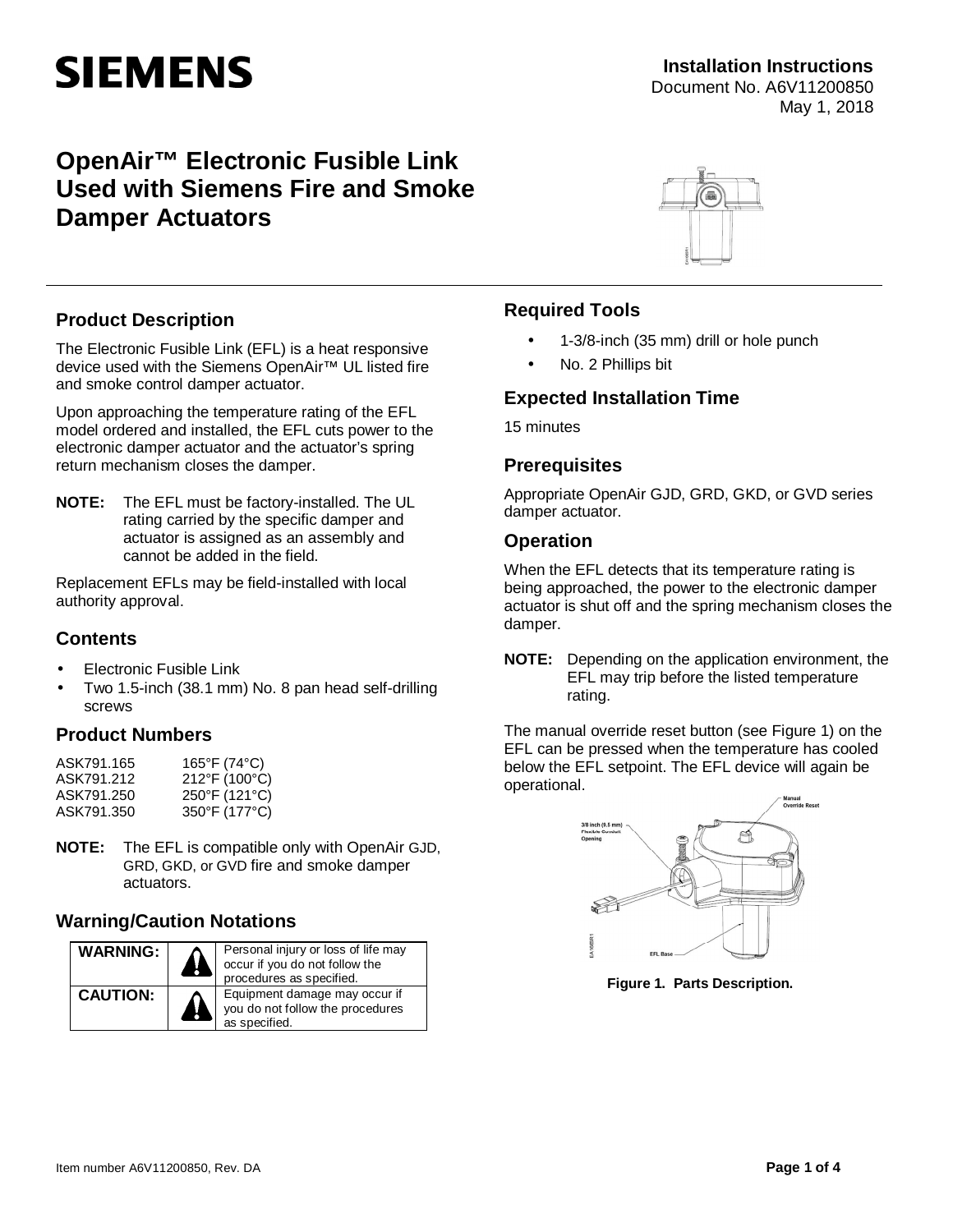**SIEMENS**

**Installation Instructions**
Document No. A6V11200850
May 1, 2018

# OpenAir™ Electronic Fusible Link Used with Siemens Fire and Smoke Damper Actuators

## Product Description

The Electronic Fusible Link (EFL) is a heat responsive device used with the Siemens OpenAir™ UL listed fire and smoke control damper actuator.

Upon approaching the temperature rating of the EFL model ordered and installed, the EFL cuts power to the electronic damper actuator and the actuator's spring return mechanism closes the damper.

**NOTE:** The EFL must be factory-installed. The UL rating carried by the specific damper and actuator is assigned as an assembly and cannot be added in the field.

Replacement EFLs may be field-installed with local authority approval.

## Contents

- Electronic Fusible Link
- Two 1.5-inch (38.1 mm) No. 8 pan head self-drilling screws

## Product Numbers

| | |
|---|---|
| ASK791.165 | 165°F (74°C) |
| ASK791.212 | 212°F (100°C) |
| ASK791.250 | 250°F (121°C) |
| ASK791.350 | 350°F (177°C) |

**NOTE:** The EFL is compatible only with OpenAir GJD, GRD, GKD, or GVD fire and smoke damper actuators.

## Warning/Caution Notations

| | | |
|---|---|---|
| **WARNING:** | ⚠ | Personal injury or loss of life may occur if you do not follow the procedures as specified. |
| **CAUTION:** | ⚠ | Equipment damage may occur if you do not follow the procedures as specified. |

## Required Tools

- 1-3/8-inch (35 mm) drill or hole punch
- No. 2 Phillips bit

## Expected Installation Time

15 minutes

## Prerequisites

Appropriate OpenAir GJD, GRD, GKD, or GVD series damper actuator.

## Operation

When the EFL detects that its temperature rating is being approached, the power to the electronic damper actuator is shut off and the spring mechanism closes the damper.

**NOTE:** Depending on the application environment, the EFL may trip before the listed temperature rating.

The manual override reset button (see Figure 1) on the EFL can be pressed when the temperature has cooled below the EFL setpoint. The EFL device will again be operational.

Manual Override Reset

3/8 inch (9.5 mm) Flexible Conduit Opening

EFL Base

**Figure 1. Parts Description.**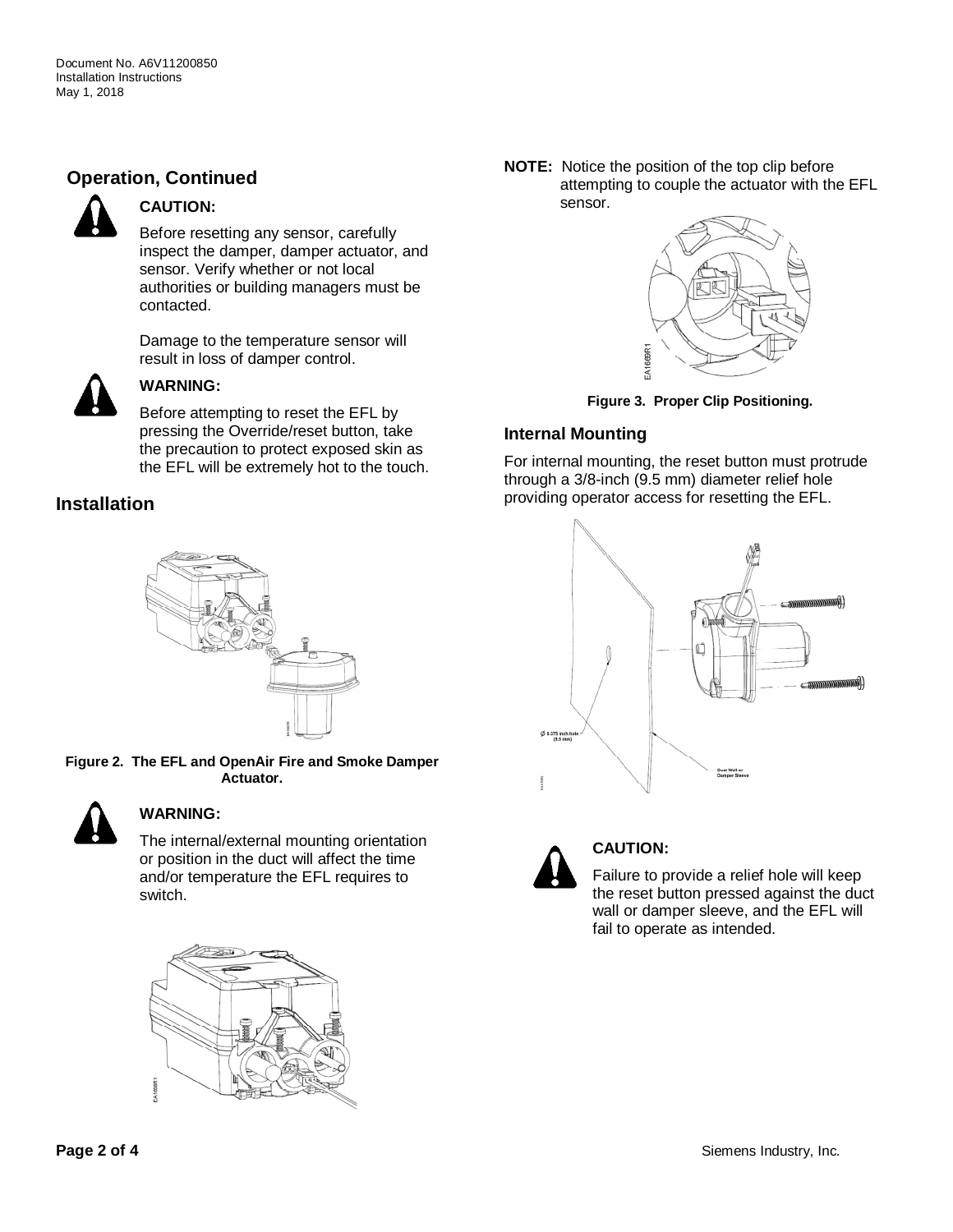## Operation, Continued

**CAUTION:**

Before resetting any sensor, carefully inspect the damper, damper actuator, and sensor. Verify whether or not local authorities or building managers must be contacted.

Damage to the temperature sensor will result in loss of damper control.

**WARNING:**

Before attempting to reset the EFL by pressing the Override/reset button, take the precaution to protect exposed skin as the EFL will be extremely hot to the touch.

## Installation

**Figure 2. The EFL and OpenAir Fire and Smoke Damper Actuator.**

**WARNING:**

The internal/external mounting orientation or position in the duct will affect the time and/or temperature the EFL requires to switch.

**NOTE:** Notice the position of the top clip before attempting to couple the actuator with the EFL sensor.

**Figure 3. Proper Clip Positioning.**

### Internal Mounting

For internal mounting, the reset button must protrude through a 3/8-inch (9.5 mm) diameter relief hole providing operator access for resetting the EFL.

**CAUTION:**

Failure to provide a relief hole will keep the reset button pressed against the duct wall or damper sleeve, and the EFL will fail to operate as intended.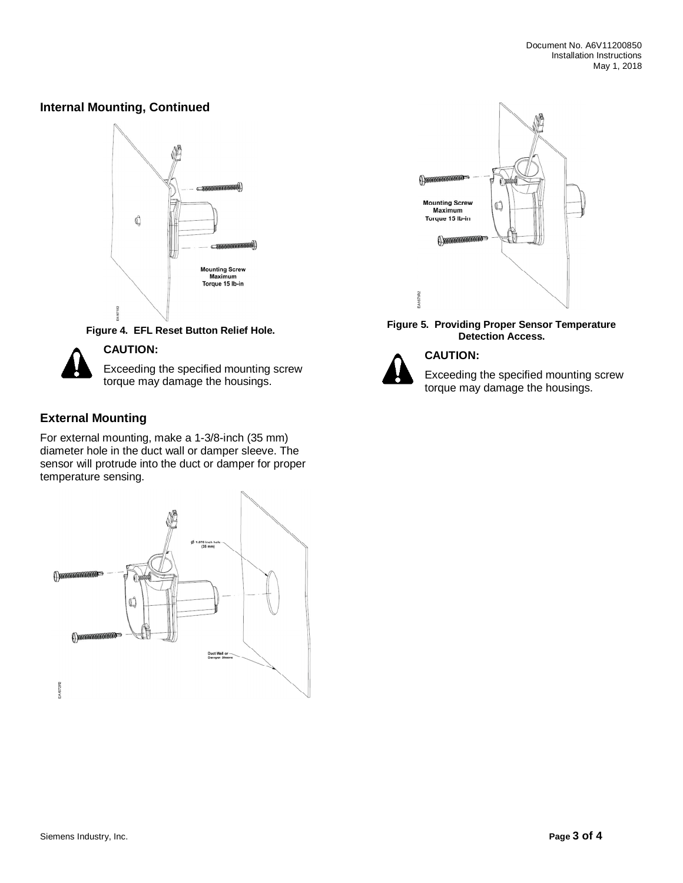## Internal Mounting, Continued

Mounting Screw Maximum Torque 15 lb-in

**Figure 4. EFL Reset Button Relief Hole.**

**CAUTION:**

Exceeding the specified mounting screw torque may damage the housings.

## External Mounting

For external mounting, make a 1-3/8-inch (35 mm) diameter hole in the duct wall or damper sleeve. The sensor will protrude into the duct or damper for proper temperature sensing.

Ø 1.375 inch hole (35 mm)

Duct Wall or Damper Sleeve

Mounting Screw Maximum Torque 15 lb-in

**Figure 5. Providing Proper Sensor Temperature Detection Access.**

**CAUTION:**

Exceeding the specified mounting screw torque may damage the housings.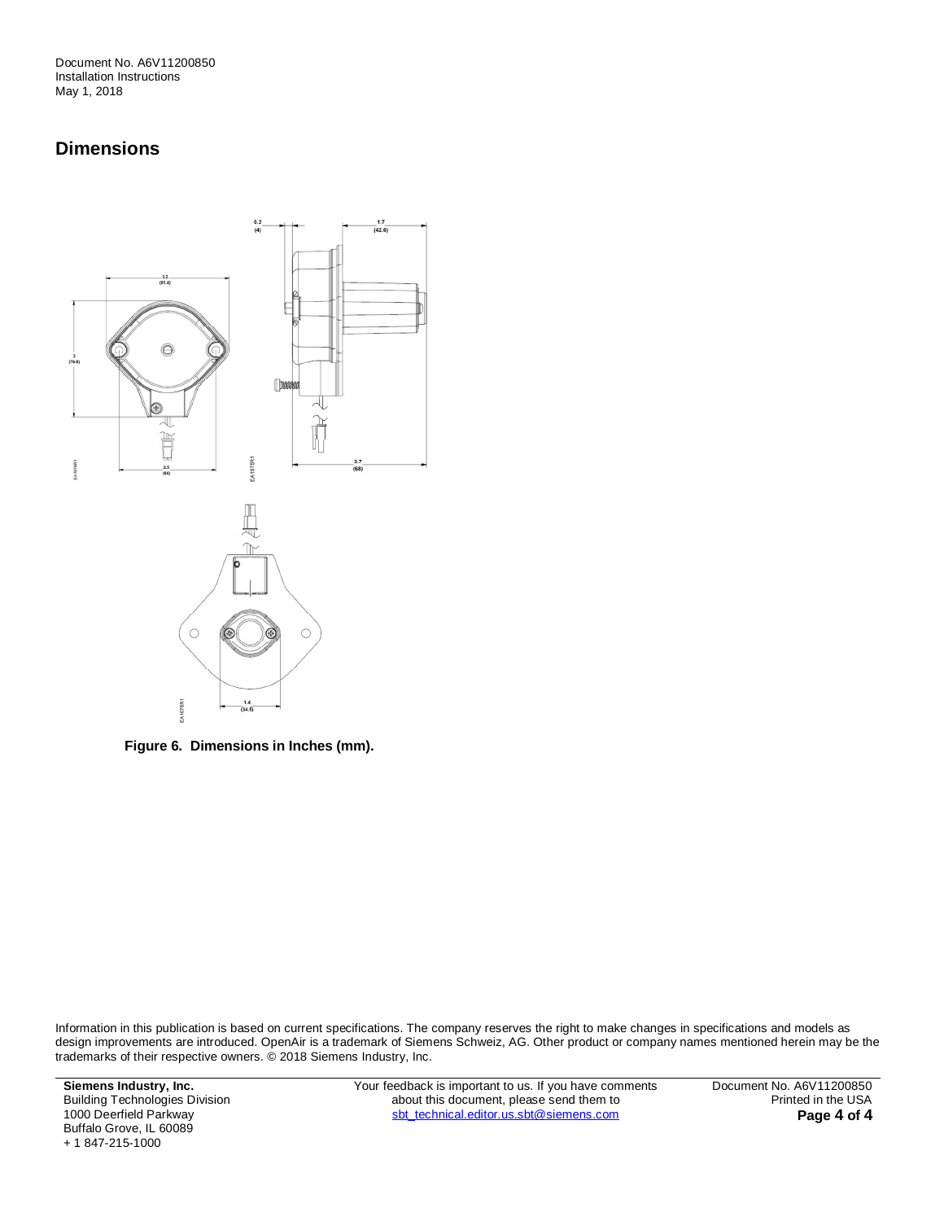## Dimensions

0.2
(4)

1.7
(42.9)

3.2
(81.4)

3
(76.8)

2.5
(64)

2.7
(68)

1.4
(34.5)

EA1974R1

EA1975R1

EA1976R1

**Figure 6. Dimensions in Inches (mm).**

Information in this publication is based on current specifications. The company reserves the right to make changes in specifications and models as design improvements are introduced. OpenAir is a trademark of Siemens Schweiz, AG. Other product or company names mentioned herein may be the trademarks of their respective owners. © 2018 Siemens Industry, Inc.

**Siemens Industry, Inc.**
Building Technologies Division
1000 Deerfield Parkway
Buffalo Grove, IL 60089
+ 1 847-215-1000

Your feedback is important to us. If you have comments about this document, please send them to sbt_technical.editor.us.sbt@siemens.com

Document No. A6V11200850
Printed in the USA